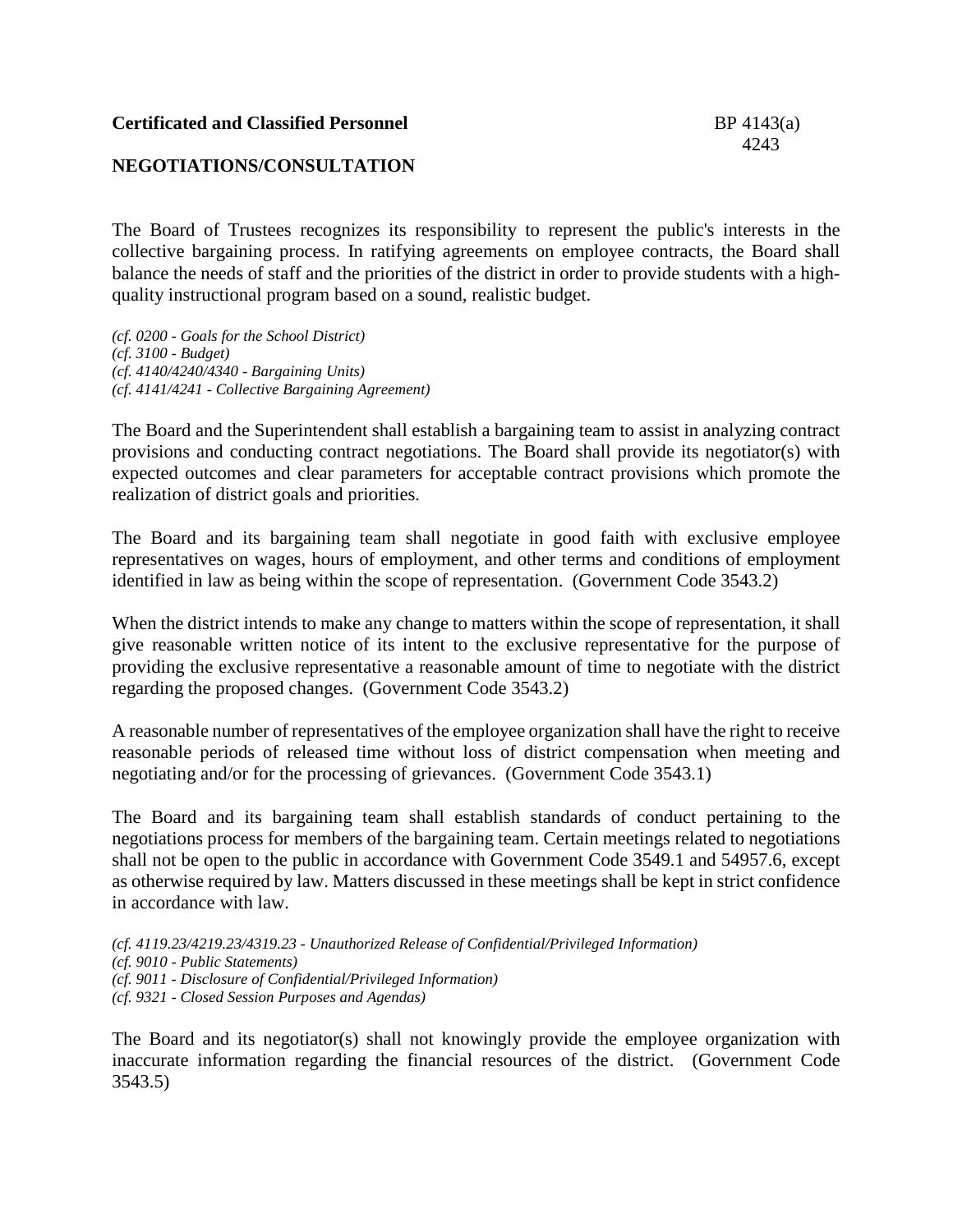**Certificated and Classified Personnel** BP 4143(a) 4243

## NEGOTIATIONS/CONSULTATION

The Board of Trustees recognizes its responsibility to represent the public's interests in the collective bargaining process. In ratifying agreements on employee contracts, the Board shall balance the needs of staff and the priorities of the district in order to provide students with a high-quality instructional program based on a sound, realistic budget.

*(cf. 0200 - Goals for the School District)*
*(cf. 3100 - Budget)*
*(cf. 4140/4240/4340 - Bargaining Units)*
*(cf. 4141/4241 - Collective Bargaining Agreement)*

The Board and the Superintendent shall establish a bargaining team to assist in analyzing contract provisions and conducting contract negotiations. The Board shall provide its negotiator(s) with expected outcomes and clear parameters for acceptable contract provisions which promote the realization of district goals and priorities.

The Board and its bargaining team shall negotiate in good faith with exclusive employee representatives on wages, hours of employment, and other terms and conditions of employment identified in law as being within the scope of representation. (Government Code 3543.2)

When the district intends to make any change to matters within the scope of representation, it shall give reasonable written notice of its intent to the exclusive representative for the purpose of providing the exclusive representative a reasonable amount of time to negotiate with the district regarding the proposed changes. (Government Code 3543.2)

A reasonable number of representatives of the employee organization shall have the right to receive reasonable periods of released time without loss of district compensation when meeting and negotiating and/or for the processing of grievances. (Government Code 3543.1)

The Board and its bargaining team shall establish standards of conduct pertaining to the negotiations process for members of the bargaining team. Certain meetings related to negotiations shall not be open to the public in accordance with Government Code 3549.1 and 54957.6, except as otherwise required by law. Matters discussed in these meetings shall be kept in strict confidence in accordance with law.

*(cf. 4119.23/4219.23/4319.23 - Unauthorized Release of Confidential/Privileged Information)*
*(cf. 9010 - Public Statements)*
*(cf. 9011 - Disclosure of Confidential/Privileged Information)*
*(cf. 9321 - Closed Session Purposes and Agendas)*

The Board and its negotiator(s) shall not knowingly provide the employee organization with inaccurate information regarding the financial resources of the district. (Government Code 3543.5)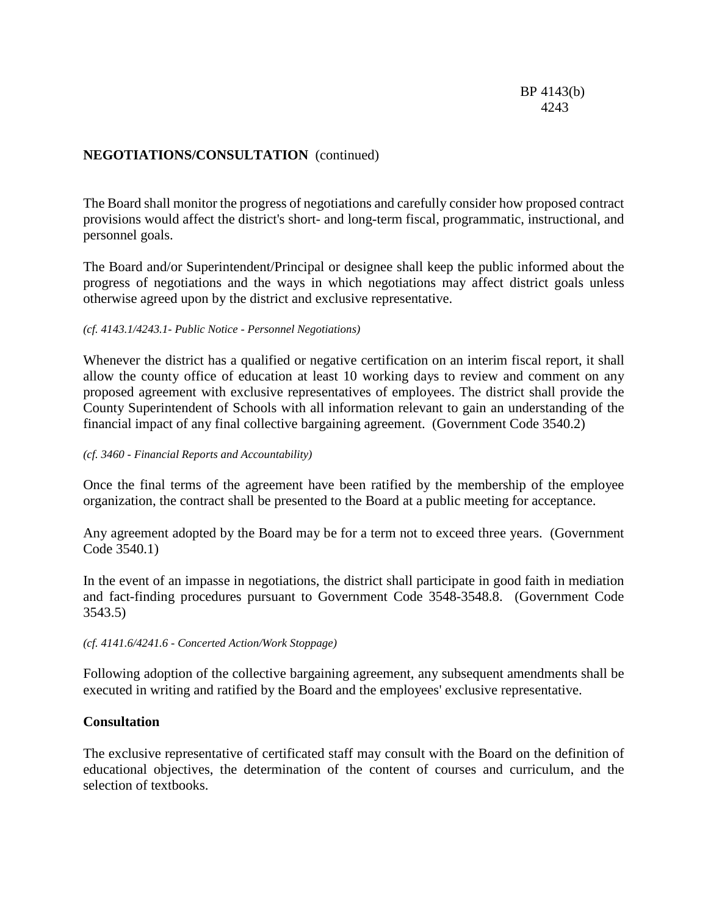**NEGOTIATIONS/CONSULTATION** (continued)

The Board shall monitor the progress of negotiations and carefully consider how proposed contract provisions would affect the district's short- and long-term fiscal, programmatic, instructional, and personnel goals.

The Board and/or Superintendent/Principal or designee shall keep the public informed about the progress of negotiations and the ways in which negotiations may affect district goals unless otherwise agreed upon by the district and exclusive representative.

*(cf. 4143.1/4243.1- Public Notice - Personnel Negotiations)*

Whenever the district has a qualified or negative certification on an interim fiscal report, it shall allow the county office of education at least 10 working days to review and comment on any proposed agreement with exclusive representatives of employees. The district shall provide the County Superintendent of Schools with all information relevant to gain an understanding of the financial impact of any final collective bargaining agreement. (Government Code 3540.2)

*(cf. 3460 - Financial Reports and Accountability)*

Once the final terms of the agreement have been ratified by the membership of the employee organization, the contract shall be presented to the Board at a public meeting for acceptance.

Any agreement adopted by the Board may be for a term not to exceed three years. (Government Code 3540.1)

In the event of an impasse in negotiations, the district shall participate in good faith in mediation and fact-finding procedures pursuant to Government Code 3548-3548.8. (Government Code 3543.5)

*(cf. 4141.6/4241.6 - Concerted Action/Work Stoppage)*

Following adoption of the collective bargaining agreement, any subsequent amendments shall be executed in writing and ratified by the Board and the employees' exclusive representative.

**Consultation**

The exclusive representative of certificated staff may consult with the Board on the definition of educational objectives, the determination of the content of courses and curriculum, and the selection of textbooks.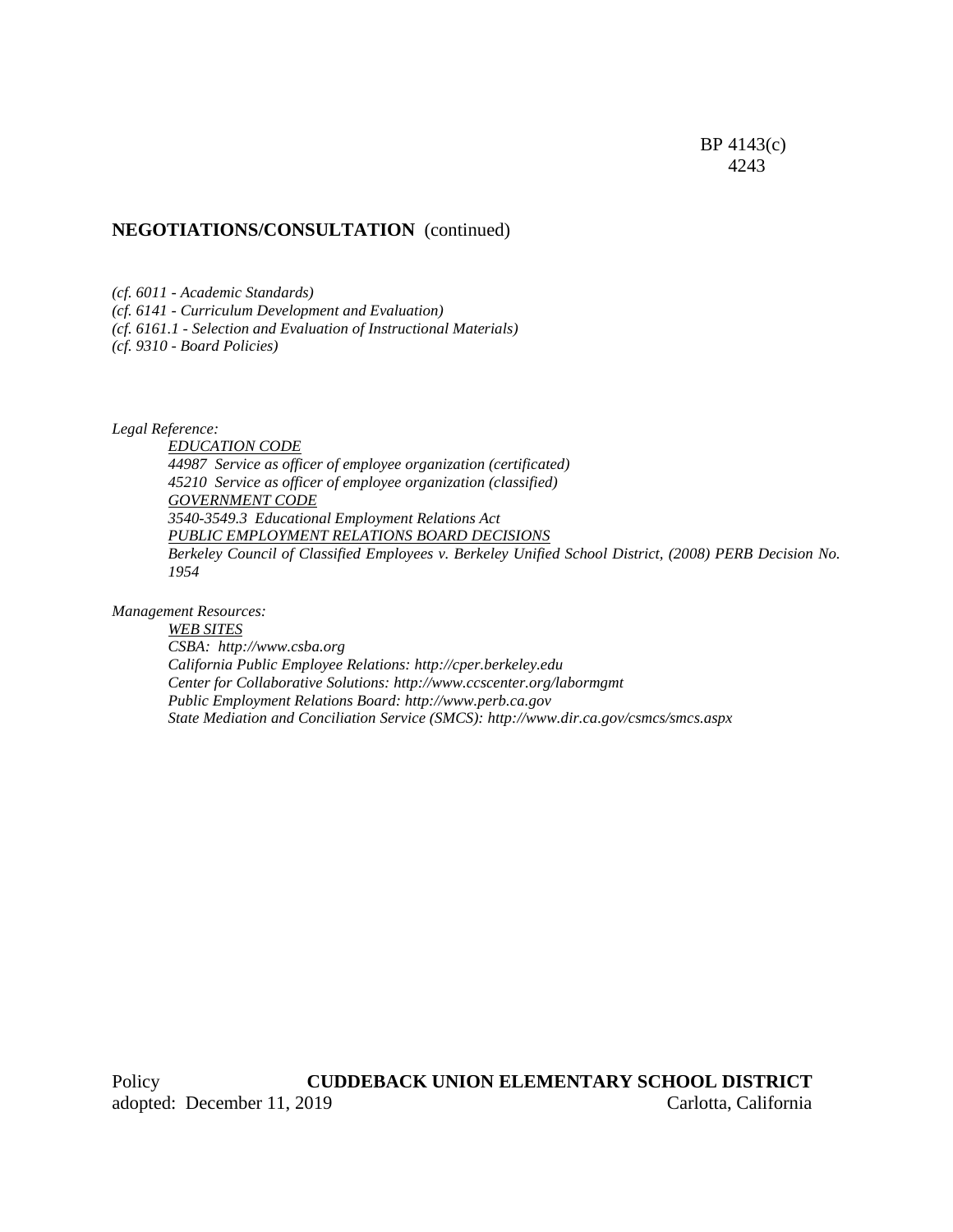BP 4143(c)
4243

**NEGOTIATIONS/CONSULTATION** (continued)

*(cf. 6011 - Academic Standards)*
*(cf. 6141 - Curriculum Development and Evaluation)*
*(cf. 6161.1 - Selection and Evaluation of Instructional Materials)*
*(cf. 9310 - Board Policies)*

*Legal Reference:*

*EDUCATION CODE*
*44987 Service as officer of employee organization (certificated)*
*45210 Service as officer of employee organization (classified)*
*GOVERNMENT CODE*
*3540-3549.3 Educational Employment Relations Act*
*PUBLIC EMPLOYMENT RELATIONS BOARD DECISIONS*
*Berkeley Council of Classified Employees v. Berkeley Unified School District, (2008) PERB Decision No. 1954*

*Management Resources:*

*WEB SITES*
*CSBA: http://www.csba.org*
*California Public Employee Relations: http://cper.berkeley.edu*
*Center for Collaborative Solutions: http://www.ccscenter.org/labormgmt*
*Public Employment Relations Board: http://www.perb.ca.gov*
*State Mediation and Conciliation Service (SMCS): http://www.dir.ca.gov/csmcs/smcs.aspx*

Policy **CUDDEBACK UNION ELEMENTARY SCHOOL DISTRICT**
adopted: December 11, 2019 Carlotta, California